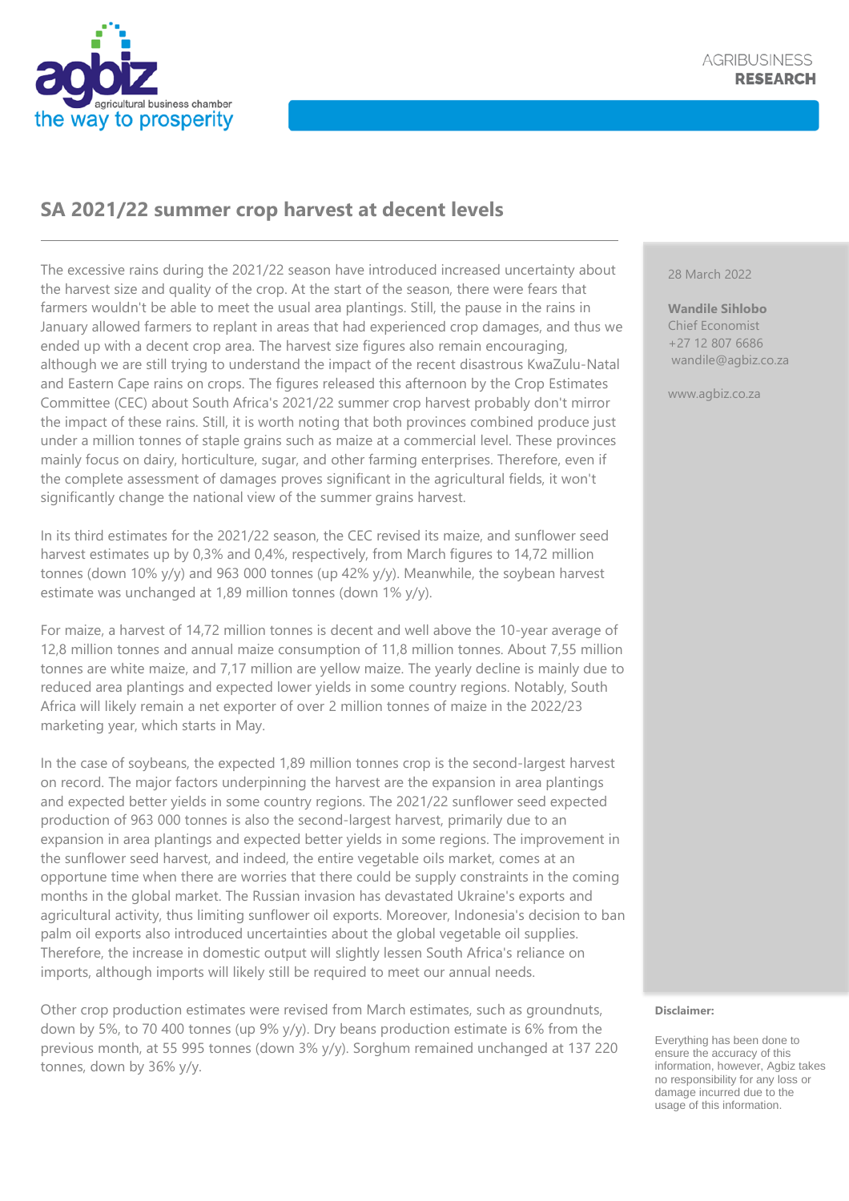AGRIBUSINESS
**RESEARCH**

## SA 2021/22 summer crop harvest at decent levels

28 March 2022

**Wandile Sihlobo**
Chief Economist
+27 12 807 6686
wandile@agbiz.co.za

www.agbiz.co.za

The excessive rains during the 2021/22 season have introduced increased uncertainty about the harvest size and quality of the crop. At the start of the season, there were fears that farmers wouldn't be able to meet the usual area plantings. Still, the pause in the rains in January allowed farmers to replant in areas that had experienced crop damages, and thus we ended up with a decent crop area. The harvest size figures also remain encouraging, although we are still trying to understand the impact of the recent disastrous KwaZulu-Natal and Eastern Cape rains on crops. The figures released this afternoon by the Crop Estimates Committee (CEC) about South Africa's 2021/22 summer crop harvest probably don't mirror the impact of these rains. Still, it is worth noting that both provinces combined produce just under a million tonnes of staple grains such as maize at a commercial level. These provinces mainly focus on dairy, horticulture, sugar, and other farming enterprises. Therefore, even if the complete assessment of damages proves significant in the agricultural fields, it won't significantly change the national view of the summer grains harvest.

In its third estimates for the 2021/22 season, the CEC revised its maize, and sunflower seed harvest estimates up by 0,3% and 0,4%, respectively, from March figures to 14,72 million tonnes (down 10% y/y) and 963 000 tonnes (up 42% y/y). Meanwhile, the soybean harvest estimate was unchanged at 1,89 million tonnes (down 1% y/y).

For maize, a harvest of 14,72 million tonnes is decent and well above the 10-year average of 12,8 million tonnes and annual maize consumption of 11,8 million tonnes. About 7,55 million tonnes are white maize, and 7,17 million are yellow maize. The yearly decline is mainly due to reduced area plantings and expected lower yields in some country regions. Notably, South Africa will likely remain a net exporter of over 2 million tonnes of maize in the 2022/23 marketing year, which starts in May.

In the case of soybeans, the expected 1,89 million tonnes crop is the second-largest harvest on record. The major factors underpinning the harvest are the expansion in area plantings and expected better yields in some country regions. The 2021/22 sunflower seed expected production of 963 000 tonnes is also the second-largest harvest, primarily due to an expansion in area plantings and expected better yields in some regions. The improvement in the sunflower seed harvest, and indeed, the entire vegetable oils market, comes at an opportune time when there are worries that there could be supply constraints in the coming months in the global market. The Russian invasion has devastated Ukraine's exports and agricultural activity, thus limiting sunflower oil exports. Moreover, Indonesia's decision to ban palm oil exports also introduced uncertainties about the global vegetable oil supplies. Therefore, the increase in domestic output will slightly lessen South Africa's reliance on imports, although imports will likely still be required to meet our annual needs.

Other crop production estimates were revised from March estimates, such as groundnuts, down by 5%, to 70 400 tonnes (up 9% y/y). Dry beans production estimate is 6% from the previous month, at 55 995 tonnes (down 3% y/y). Sorghum remained unchanged at 137 220 tonnes, down by 36% y/y.

**Disclaimer:**

Everything has been done to ensure the accuracy of this information, however, Agbiz takes no responsibility for any loss or damage incurred due to the usage of this information.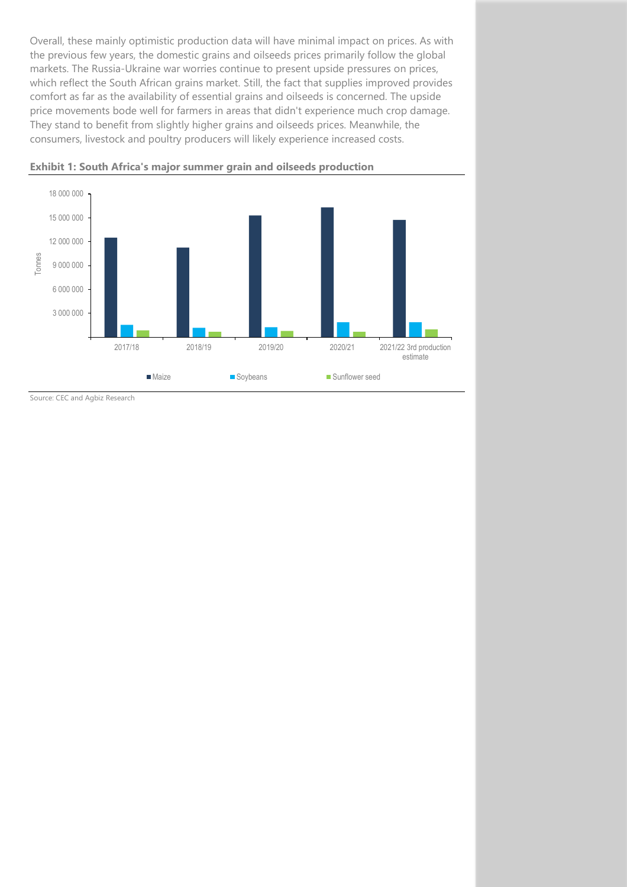Overall, these mainly optimistic production data will have minimal impact on prices. As with the previous few years, the domestic grains and oilseeds prices primarily follow the global markets. The Russia-Ukraine war worries continue to present upside pressures on prices, which reflect the South African grains market. Still, the fact that supplies improved provides comfort as far as the availability of essential grains and oilseeds is concerned. The upside price movements bode well for farmers in areas that didn't experience much crop damage. They stand to benefit from slightly higher grains and oilseeds prices. Meanwhile, the consumers, livestock and poultry producers will likely experience increased costs.

**Exhibit 1: South Africa's major summer grain and oilseeds production**

18 000 000
15 000 000
12 000 000
9 000 000
6 000 000
3 000 000

Tonnes

2017/18
2018/19
2019/20
2020/21
2021/22 3rd production estimate

Maize
Soybeans
Sunflower seed

Source: CEC and Agbiz Research